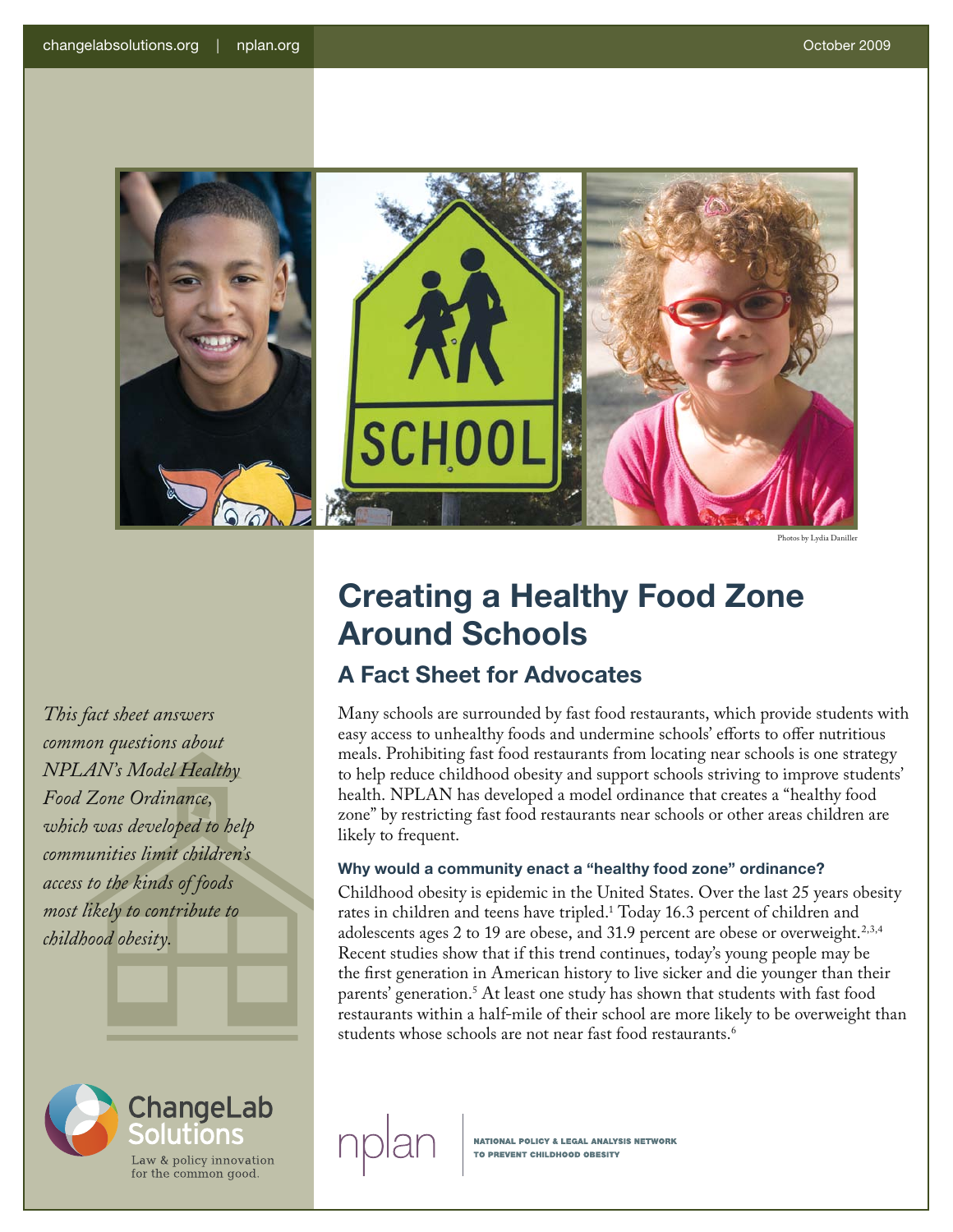changelabsolutions.org | nplan.org

October 2009

Photos by Lydia Daniller

# Creating a Healthy Food Zone Around Schools

## A Fact Sheet for Advocates

*This fact sheet answers common questions about NPLAN's Model Healthy Food Zone Ordinance, which was developed to help communities limit children's access to the kinds of foods most likely to contribute to childhood obesity.*

Many schools are surrounded by fast food restaurants, which provide students with easy access to unhealthy foods and undermine schools' efforts to offer nutritious meals. Prohibiting fast food restaurants from locating near schools is one strategy to help reduce childhood obesity and support schools striving to improve students' health. NPLAN has developed a model ordinance that creates a "healthy food zone" by restricting fast food restaurants near schools or other areas children are likely to frequent.

### Why would a community enact a "healthy food zone" ordinance?

Childhood obesity is epidemic in the United States. Over the last 25 years obesity rates in children and teens have tripled.[1] Today 16.3 percent of children and adolescents ages 2 to 19 are obese, and 31.9 percent are obese or overweight.[2,3,4] Recent studies show that if this trend continues, today's young people may be the first generation in American history to live sicker and die younger than their parents' generation.[5] At least one study has shown that students with fast food restaurants within a half-mile of their school are more likely to be overweight than students whose schools are not near fast food restaurants.[6]

ChangeLab Solutions
Law & policy innovation for the common good.

nplan | NATIONAL POLICY & LEGAL ANALYSIS NETWORK TO PREVENT CHILDHOOD OBESITY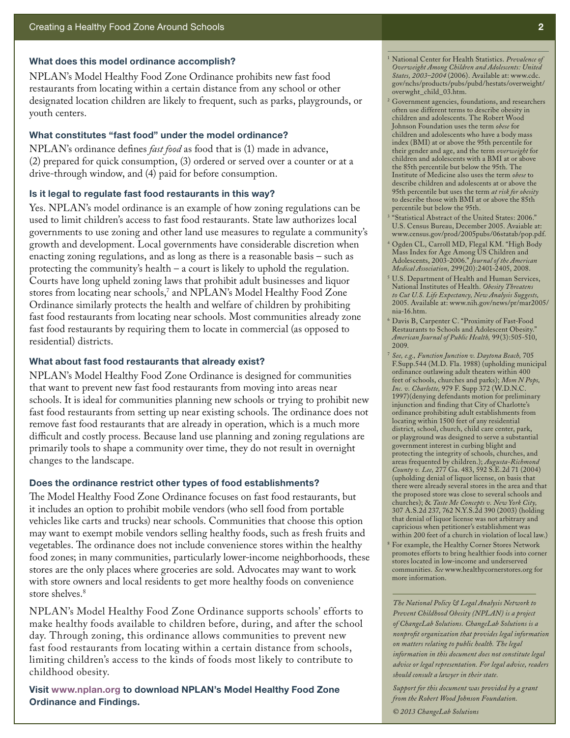### What does this model ordinance accomplish?

NPLAN's Model Healthy Food Zone Ordinance prohibits new fast food restaurants from locating within a certain distance from any school or other designated location children are likely to frequent, such as parks, playgrounds, or youth centers.

### What constitutes "fast food" under the model ordinance?

NPLAN's ordinance defines *fast food* as food that is (1) made in advance, (2) prepared for quick consumption, (3) ordered or served over a counter or at a drive-through window, and (4) paid for before consumption.

### Is it legal to regulate fast food restaurants in this way?

Yes. NPLAN's model ordinance is an example of how zoning regulations can be used to limit children's access to fast food restaurants. State law authorizes local governments to use zoning and other land use measures to regulate a community's growth and development. Local governments have considerable discretion when enacting zoning regulations, and as long as there is a reasonable basis – such as protecting the community's health – a court is likely to uphold the regulation. Courts have long upheld zoning laws that prohibit adult businesses and liquor stores from locating near schools,[7] and NPLAN's Model Healthy Food Zone Ordinance similarly protects the health and welfare of children by prohibiting fast food restaurants from locating near schools. Most communities already zone fast food restaurants by requiring them to locate in commercial (as opposed to residential) districts.

### What about fast food restaurants that already exist?

NPLAN's Model Healthy Food Zone Ordinance is designed for communities that want to prevent new fast food restaurants from moving into areas near schools. It is ideal for communities planning new schools or trying to prohibit new fast food restaurants from setting up near existing schools. The ordinance does not remove fast food restaurants that are already in operation, which is a much more difficult and costly process. Because land use planning and zoning regulations are primarily tools to shape a community over time, they do not result in overnight changes to the landscape.

### Does the ordinance restrict other types of food establishments?

The Model Healthy Food Zone Ordinance focuses on fast food restaurants, but it includes an option to prohibit mobile vendors (who sell food from portable vehicles like carts and trucks) near schools. Communities that choose this option may want to exempt mobile vendors selling healthy foods, such as fresh fruits and vegetables. The ordinance does not include convenience stores within the healthy food zones; in many communities, particularly lower-income neighborhoods, these stores are the only places where groceries are sold. Advocates may want to work with store owners and local residents to get more healthy foods on convenience store shelves.[8]

NPLAN's Model Healthy Food Zone Ordinance supports schools' efforts to make healthy foods available to children before, during, and after the school day. Through zoning, this ordinance allows communities to prevent new fast food restaurants from locating within a certain distance from schools, limiting children's access to the kinds of foods most likely to contribute to childhood obesity.

**Visit www.nplan.org to download NPLAN's Model Healthy Food Zone Ordinance and Findings.**

---

[1] National Center for Health Statistics. *Prevalence of Overweight Among Children and Adolescents: United States, 2003–2004* (2006). Available at: www.cdc.gov/nchs/products/pubs/pubd/hestats/overweight/overwght_child_03.htm.

[2] Government agencies, foundations, and researchers often use different terms to describe obesity in children and adolescents. The Robert Wood Johnson Foundation uses the term *obese* for children and adolescents who have a body mass index (BMI) at or above the 95th percentile for their gender and age, and the term *overweight* for children and adolescents with a BMI at or above the 85th percentile but below the 95th. The Institute of Medicine also uses the term *obese* to describe children and adolescents at or above the 95th percentile but uses the term *at risk for obesity* to describe those with BMI at or above the 85th percentile but below the 95th.

[3] "Statistical Abstract of the United States: 2006." U.S. Census Bureau, December 2005. Avaiable at: www.census.gov/prod/2005pubs/06statab/pop.pdf.

[4] Ogden CL, Carroll MD, Flegal KM. "High Body Mass Index for Age Among US Children and Adolescents, 2003-2006." *Journal of the American Medical Association,* 299(20):2401-2405, 2008.

[5] U.S. Department of Health and Human Services, National Institutes of Health. *Obesity Threatens to Cut U.S. Life Expectancy, New Analysis Suggests,* 2005. Available at: www.nih.gov/news/pr/mar2005/nia-16.htm.

[6] Davis B, Carpenter C. "Proximity of Fast-Food Restaurants to Schools and Adolescent Obesity." *American Journal of Public Health,* 99(3):505-510, 2009.

[7] *See, e.g., Function Junction v. Daytona Beach,* 705 F.Supp.544 (M.D. Fla. 1988) (upholding municipal ordinance outlawing adult theaters within 400 feet of schools, churches and parks); *Mom N Pops, Inc. v. Charlotte,* 979 F. Supp 372 (W.D.N.C. 1997)(denying defendants motion for preliminary injunction and finding that City of Charlotte's ordinance prohibiting adult establishments from locating within 1500 feet of any residential district, school, church, child care center, park, or playground was designed to serve a substantial government interest in curbing blight and protecting the integrity of schools, churches, and areas frequented by children.); *Augusta-Richmond County v. Lee,* 277 Ga. 483, 592 S.E.2d 71 (2004) (upholding denial of liquor license, on basis that there were already several stores in the area and that the proposed store was close to several schools and churches); & *Taste Me Concepts v. New York City,* 307 A.S.2d 237, 762 N.Y.S.2d 390 (2003) (holding that denial of liquor license was not arbitrary and capricious when petitioner's establishment was within 200 feet of a church in violation of local law.)

[8] For example, the Healthy Corner Stores Network promotes efforts to bring healthier foods into corner stores located in low-income and underserved communities. *See* www.healthycornerstores.org for more information.

---

*The National Policy & Legal Analysis Network to Prevent Childhood Obesity (NPLAN) is a project of ChangeLab Solutions. ChangeLab Solutions is a nonprofit organization that provides legal information on matters relating to public health. The legal information in this document does not constitute legal advice or legal representation. For legal advice, readers should consult a lawyer in their state.*

*Support for this document was provided by a grant from the Robert Wood Johnson Foundation.*

*© 2013 ChangeLab Solutions*